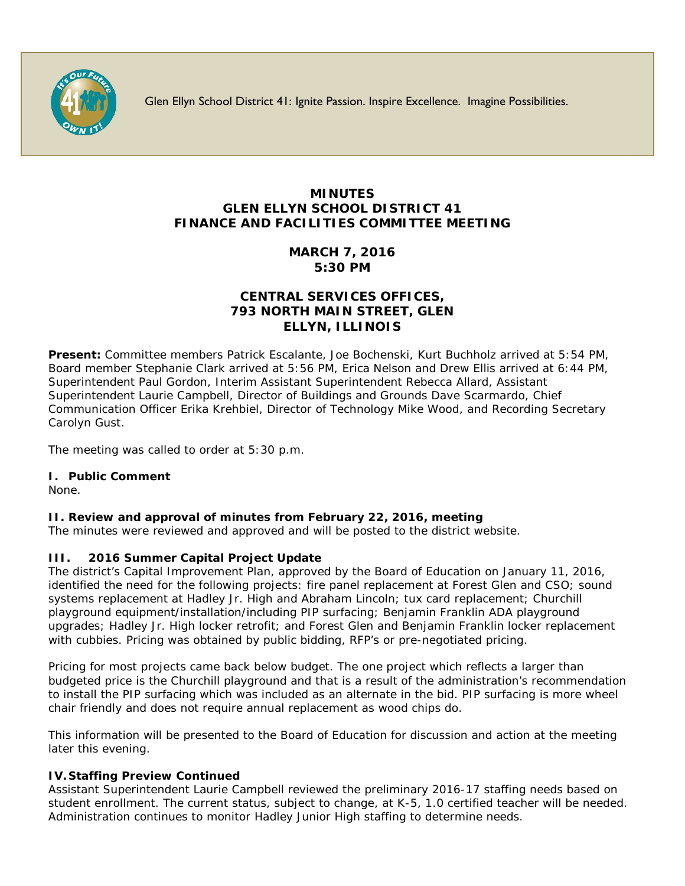Glen Ellyn School District 41: Ignite Passion. Inspire Excellence. Imagine Possibilities.

# MINUTES
# GLEN ELLYN SCHOOL DISTRICT 41
# FINANCE AND FACILITIES COMMITTEE MEETING

## MARCH 7, 2016
## 5:30 PM

## CENTRAL SERVICES OFFICES, 793 NORTH MAIN STREET, GLEN ELLYN, ILLINOIS

**Present:** Committee members Patrick Escalante, Joe Bochenski, Kurt Buchholz arrived at 5:54 PM, Board member Stephanie Clark arrived at 5:56 PM, Erica Nelson and Drew Ellis arrived at 6:44 PM, Superintendent Paul Gordon, Interim Assistant Superintendent Rebecca Allard, Assistant Superintendent Laurie Campbell, Director of Buildings and Grounds Dave Scarmardo, Chief Communication Officer Erika Krehbiel, Director of Technology Mike Wood, and Recording Secretary Carolyn Gust.

The meeting was called to order at 5:30 p.m.

**I. Public Comment**

None.

**II. Review and approval of minutes from February 22, 2016, meeting**

The minutes were reviewed and approved and will be posted to the district website.

**III. 2016 Summer Capital Project Update**

The district's Capital Improvement Plan, approved by the Board of Education on January 11, 2016, identified the need for the following projects: fire panel replacement at Forest Glen and CSO; sound systems replacement at Hadley Jr. High and Abraham Lincoln; tux card replacement; Churchill playground equipment/installation/including PIP surfacing; Benjamin Franklin ADA playground upgrades; Hadley Jr. High locker retrofit; and Forest Glen and Benjamin Franklin locker replacement with cubbies. Pricing was obtained by public bidding, RFP's or pre-negotiated pricing.

Pricing for most projects came back below budget. The one project which reflects a larger than budgeted price is the Churchill playground and that is a result of the administration's recommendation to install the PIP surfacing which was included as an alternate in the bid. PIP surfacing is more wheel chair friendly and does not require annual replacement as wood chips do.

This information will be presented to the Board of Education for discussion and action at the meeting later this evening.

**IV. Staffing Preview Continued**

Assistant Superintendent Laurie Campbell reviewed the preliminary 2016-17 staffing needs based on student enrollment. The current status, subject to change, at K-5, 1.0 certified teacher will be needed. Administration continues to monitor Hadley Junior High staffing to determine needs.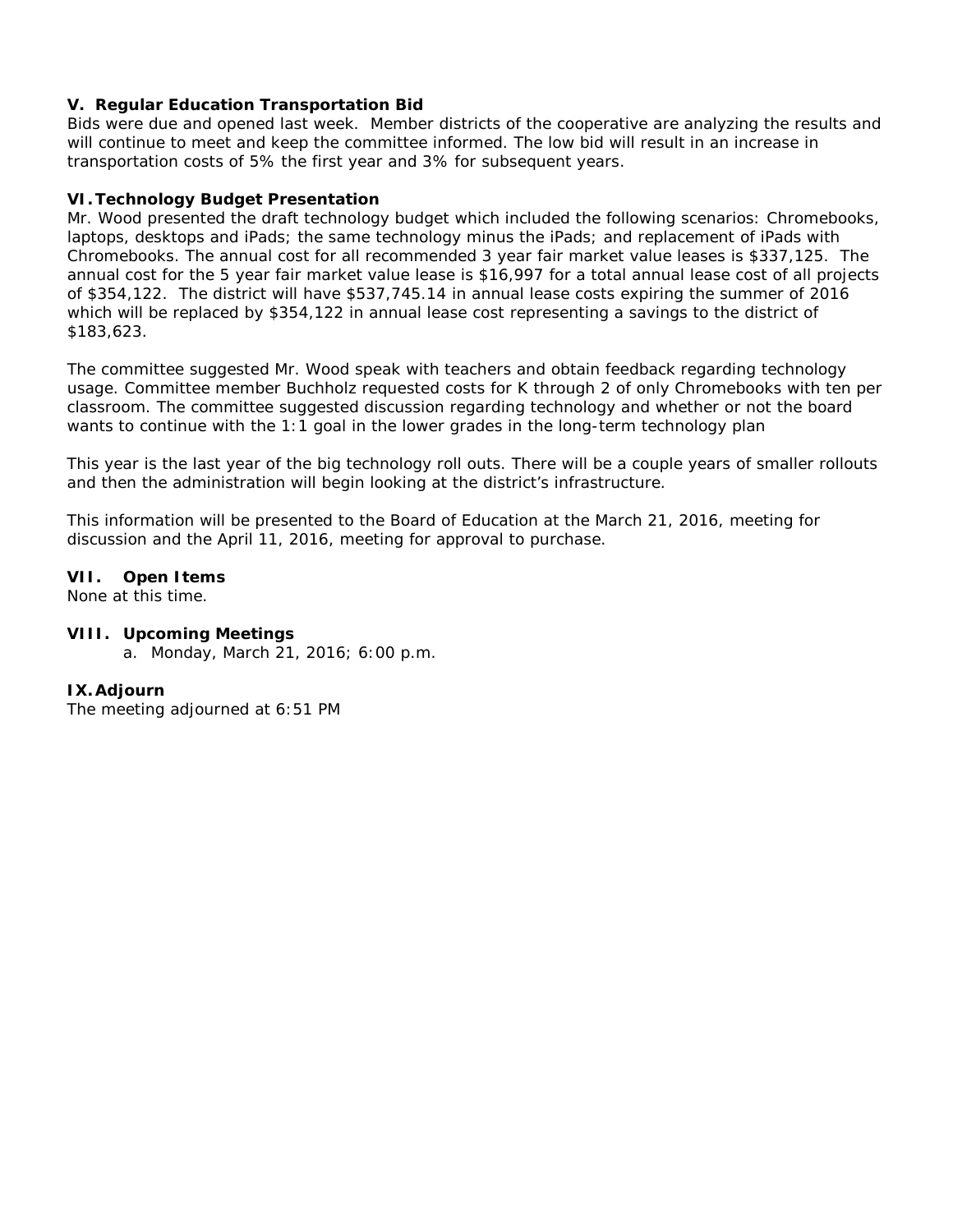### V. Regular Education Transportation Bid

Bids were due and opened last week. Member districts of the cooperative are analyzing the results and will continue to meet and keep the committee informed. The low bid will result in an increase in transportation costs of 5% the first year and 3% for subsequent years.

### VI. Technology Budget Presentation

Mr. Wood presented the draft technology budget which included the following scenarios: Chromebooks, laptops, desktops and iPads; the same technology minus the iPads; and replacement of iPads with Chromebooks. The annual cost for all recommended 3 year fair market value leases is $337,125. The annual cost for the 5 year fair market value lease is $16,997 for a total annual lease cost of all projects of $354,122. The district will have $537,745.14 in annual lease costs expiring the summer of 2016 which will be replaced by $354,122 in annual lease cost representing a savings to the district of $183,623.

The committee suggested Mr. Wood speak with teachers and obtain feedback regarding technology usage. Committee member Buchholz requested costs for K through 2 of only Chromebooks with ten per classroom. The committee suggested discussion regarding technology and whether or not the board wants to continue with the 1:1 goal in the lower grades in the long-term technology plan

This year is the last year of the big technology roll outs. There will be a couple years of smaller rollouts and then the administration will begin looking at the district's infrastructure.

This information will be presented to the Board of Education at the March 21, 2016, meeting for discussion and the April 11, 2016, meeting for approval to purchase.

### VII. Open Items

None at this time.

### VIII. Upcoming Meetings

a. Monday, March 21, 2016; 6:00 p.m.

### IX. Adjourn

The meeting adjourned at 6:51 PM